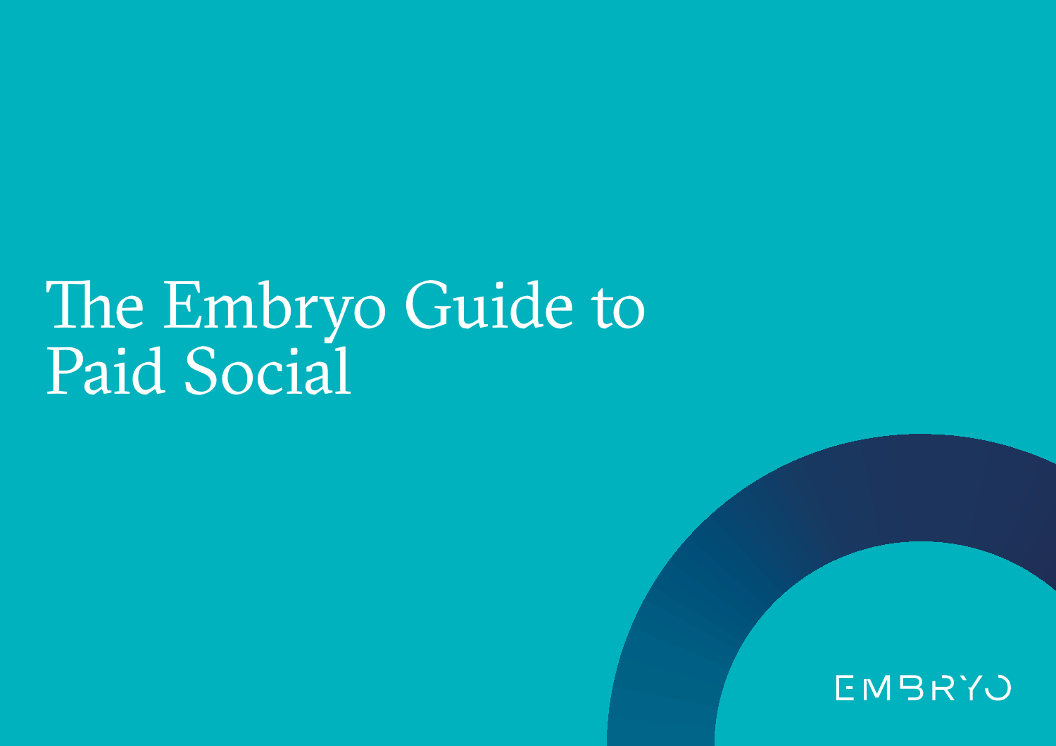# The Embryo Guide to Paid Social

EMBRYO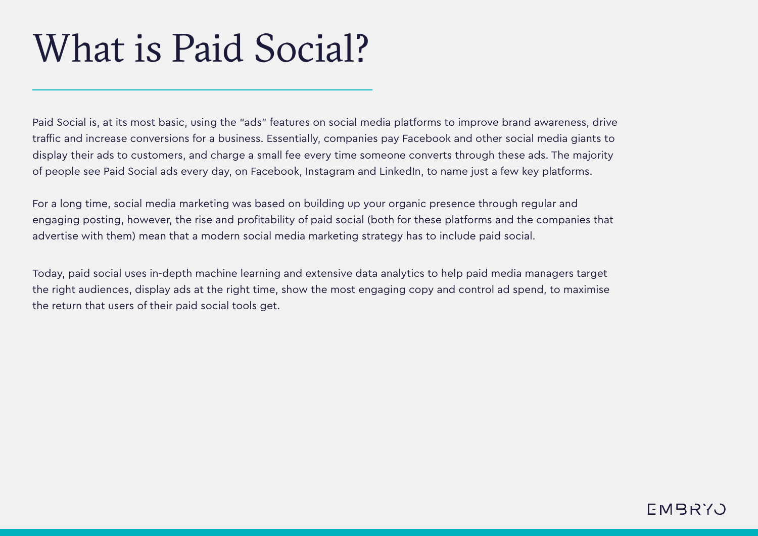# What is Paid Social?

Paid Social is, at its most basic, using the "ads" features on social media platforms to improve brand awareness, drive traffic and increase conversions for a business. Essentially, companies pay Facebook and other social media giants to display their ads to customers, and charge a small fee every time someone converts through these ads. The majority of people see Paid Social ads every day, on Facebook, Instagram and LinkedIn, to name just a few key platforms.

For a long time, social media marketing was based on building up your organic presence through regular and engaging posting, however, the rise and profitability of paid social (both for these platforms and the companies that advertise with them) mean that a modern social media marketing strategy has to include paid social.

Today, paid social uses in-depth machine learning and extensive data analytics to help paid media managers target the right audiences, display ads at the right time, show the most engaging copy and control ad spend, to maximise the return that users of their paid social tools get.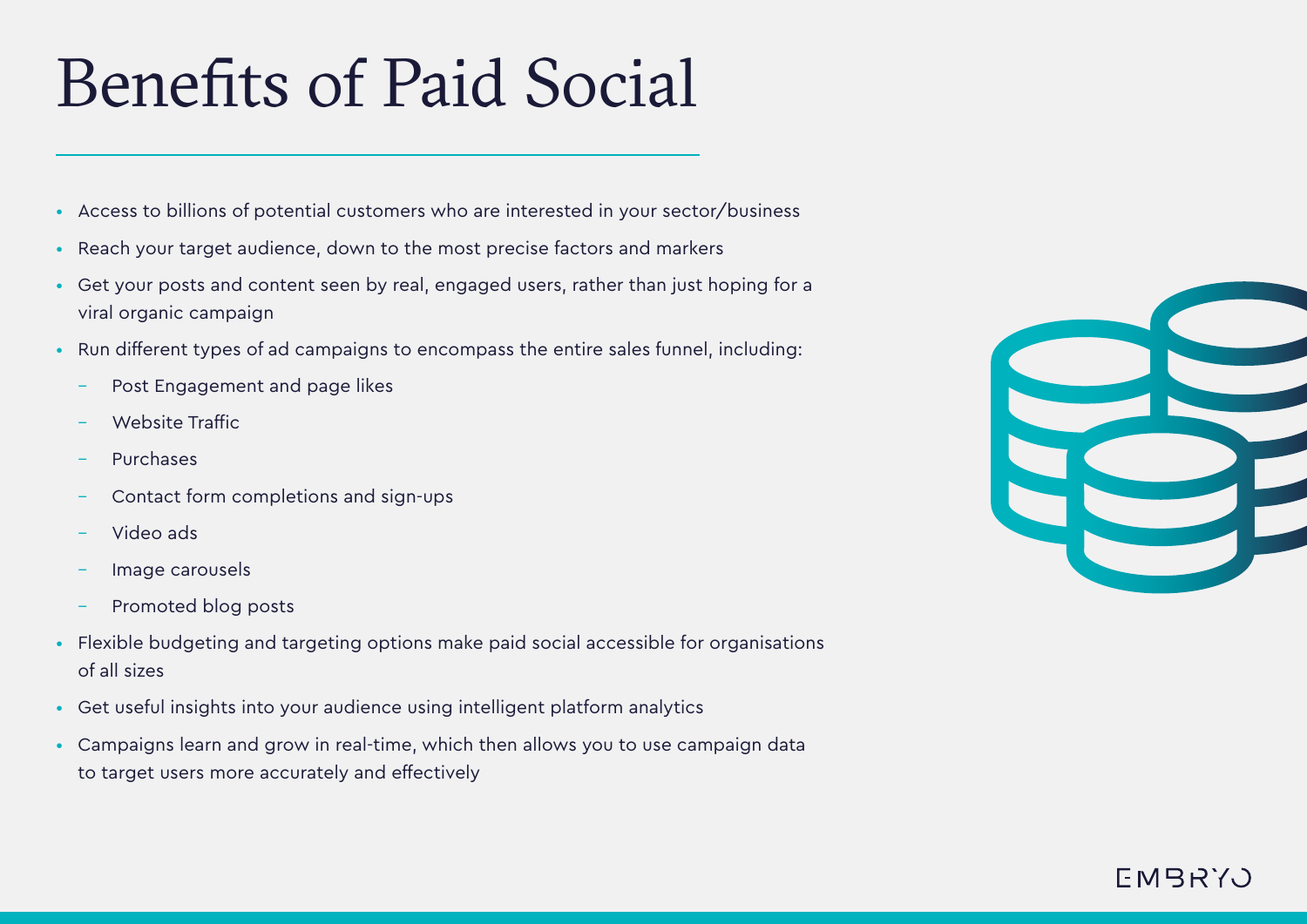# Benefits of Paid Social

- Access to billions of potential customers who are interested in your sector/business
- Reach your target audience, down to the most precise factors and markers
- Get your posts and content seen by real, engaged users, rather than just hoping for a viral organic campaign
- Run different types of ad campaigns to encompass the entire sales funnel, including:
  - Post Engagement and page likes
  - Website Traffic
  - Purchases
  - Contact form completions and sign-ups
  - Video ads
  - Image carousels
  - Promoted blog posts
- Flexible budgeting and targeting options make paid social accessible for organisations of all sizes
- Get useful insights into your audience using intelligent platform analytics
- Campaigns learn and grow in real-time, which then allows you to use campaign data to target users more accurately and effectively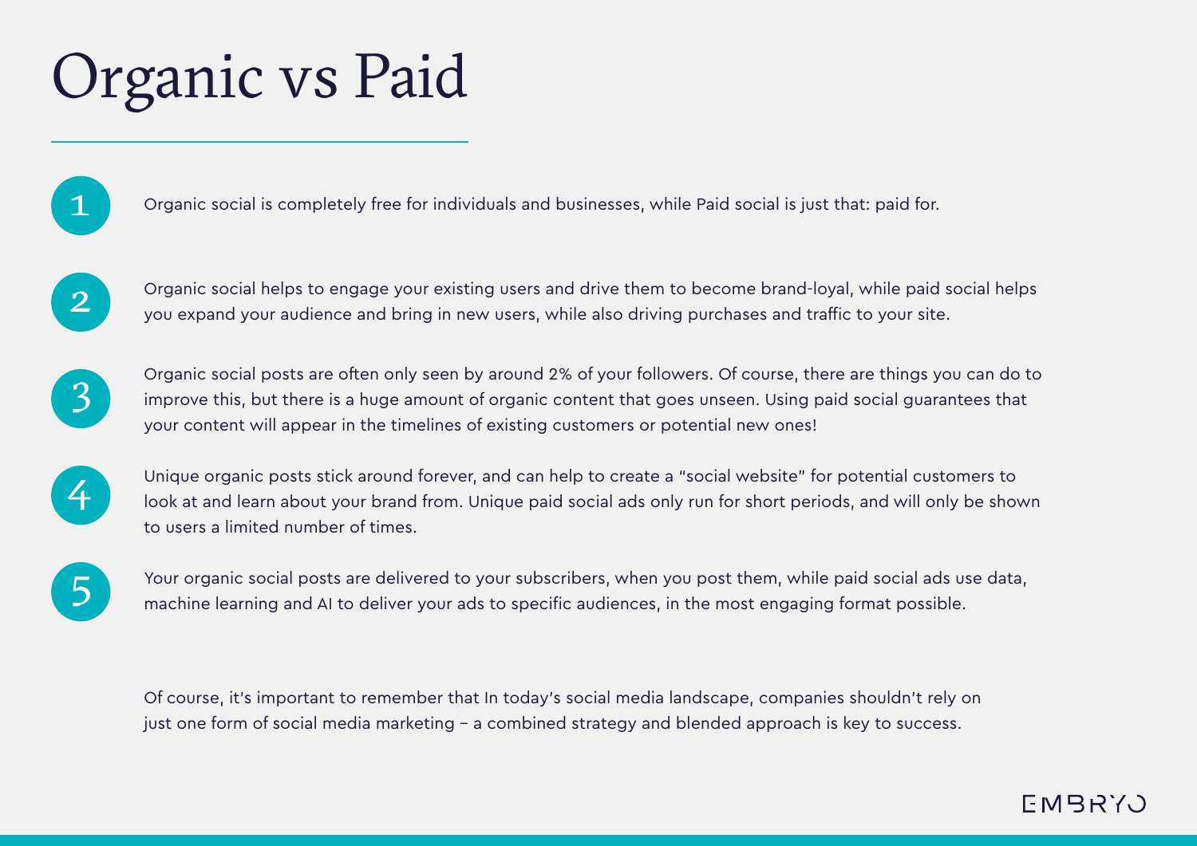# Organic vs Paid

1. Organic social is completely free for individuals and businesses, while Paid social is just that: paid for.

2. Organic social helps to engage your existing users and drive them to become brand-loyal, while paid social helps you expand your audience and bring in new users, while also driving purchases and traffic to your site.

3. Organic social posts are often only seen by around 2% of your followers. Of course, there are things you can do to improve this, but there is a huge amount of organic content that goes unseen. Using paid social guarantees that your content will appear in the timelines of existing customers or potential new ones!

4. Unique organic posts stick around forever, and can help to create a "social website" for potential customers to look at and learn about your brand from. Unique paid social ads only run for short periods, and will only be shown to users a limited number of times.

5. Your organic social posts are delivered to your subscribers, when you post them, while paid social ads use data, machine learning and AI to deliver your ads to specific audiences, in the most engaging format possible.

Of course, it's important to remember that In today's social media landscape, companies shouldn't rely on just one form of social media marketing – a combined strategy and blended approach is key to success.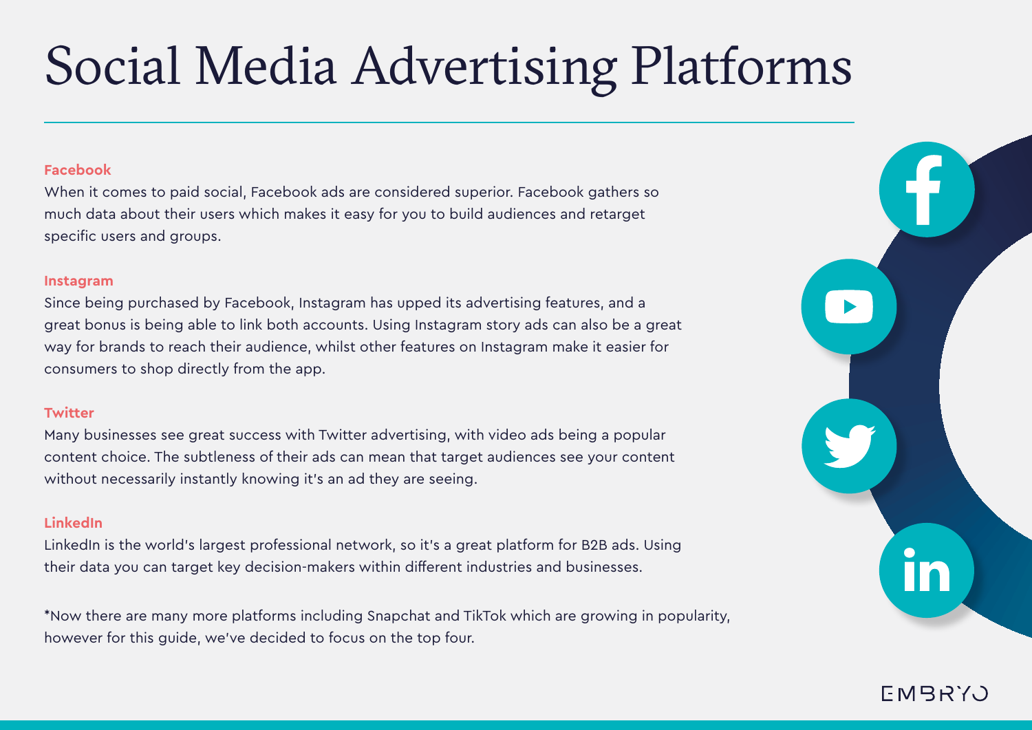# Social Media Advertising Platforms

**Facebook**

When it comes to paid social, Facebook ads are considered superior. Facebook gathers so much data about their users which makes it easy for you to build audiences and retarget specific users and groups.

**Instagram**

Since being purchased by Facebook, Instagram has upped its advertising features, and a great bonus is being able to link both accounts. Using Instagram story ads can also be a great way for brands to reach their audience, whilst other features on Instagram make it easier for consumers to shop directly from the app.

**Twitter**

Many businesses see great success with Twitter advertising, with video ads being a popular content choice. The subtleness of their ads can mean that target audiences see your content without necessarily instantly knowing it's an ad they are seeing.

**LinkedIn**

LinkedIn is the world's largest professional network, so it's a great platform for B2B ads. Using their data you can target key decision-makers within different industries and businesses.

*Now there are many more platforms including Snapchat and TikTok which are growing in popularity, however for this guide, we've decided to focus on the top four.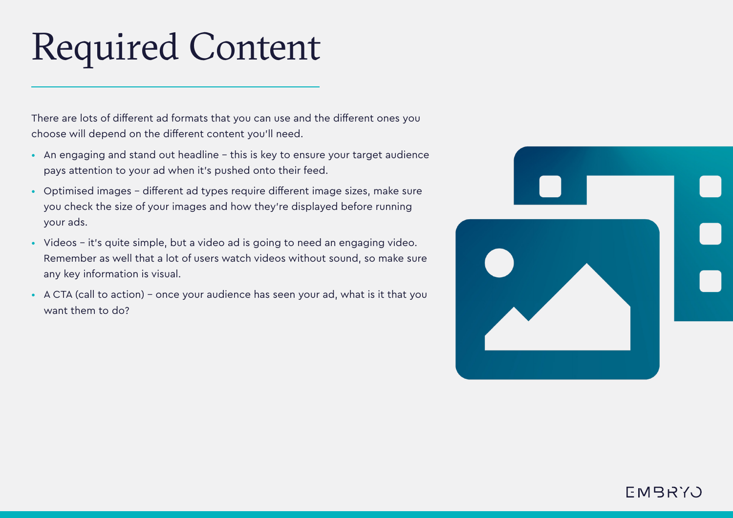# Required Content

There are lots of different ad formats that you can use and the different ones you choose will depend on the different content you'll need.

- An engaging and stand out headline – this is key to ensure your target audience pays attention to your ad when it's pushed onto their feed.
- Optimised images – different ad types require different image sizes, make sure you check the size of your images and how they're displayed before running your ads.
- Videos – it's quite simple, but a video ad is going to need an engaging video. Remember as well that a lot of users watch videos without sound, so make sure any key information is visual.
- A CTA (call to action) – once your audience has seen your ad, what is it that you want them to do?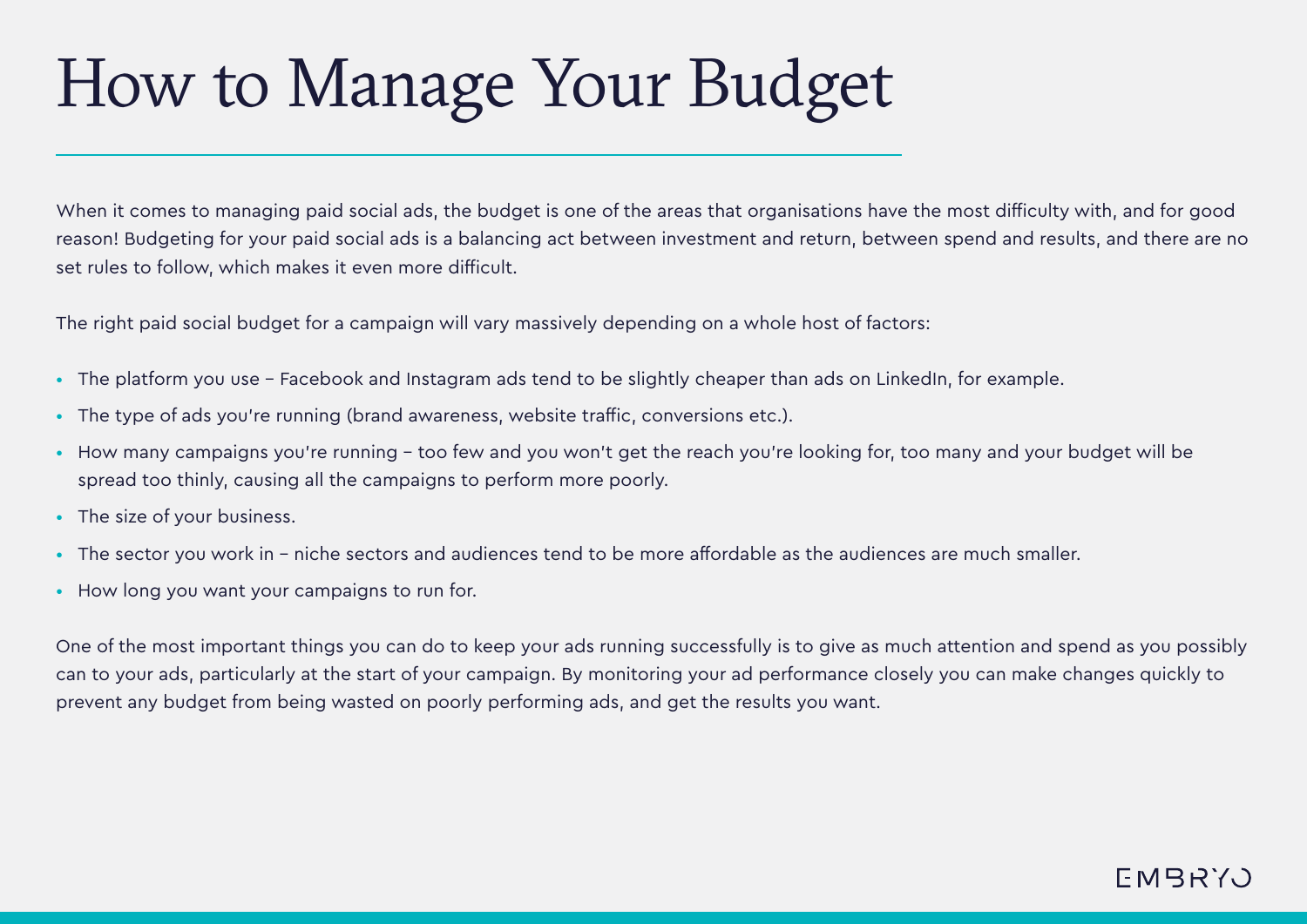# How to Manage Your Budget

When it comes to managing paid social ads, the budget is one of the areas that organisations have the most difficulty with, and for good reason! Budgeting for your paid social ads is a balancing act between investment and return, between spend and results, and there are no set rules to follow, which makes it even more difficult.

The right paid social budget for a campaign will vary massively depending on a whole host of factors:

- The platform you use – Facebook and Instagram ads tend to be slightly cheaper than ads on LinkedIn, for example.
- The type of ads you're running (brand awareness, website traffic, conversions etc.).
- How many campaigns you're running – too few and you won't get the reach you're looking for, too many and your budget will be spread too thinly, causing all the campaigns to perform more poorly.
- The size of your business.
- The sector you work in – niche sectors and audiences tend to be more affordable as the audiences are much smaller.
- How long you want your campaigns to run for.

One of the most important things you can do to keep your ads running successfully is to give as much attention and spend as you possibly can to your ads, particularly at the start of your campaign. By monitoring your ad performance closely you can make changes quickly to prevent any budget from being wasted on poorly performing ads, and get the results you want.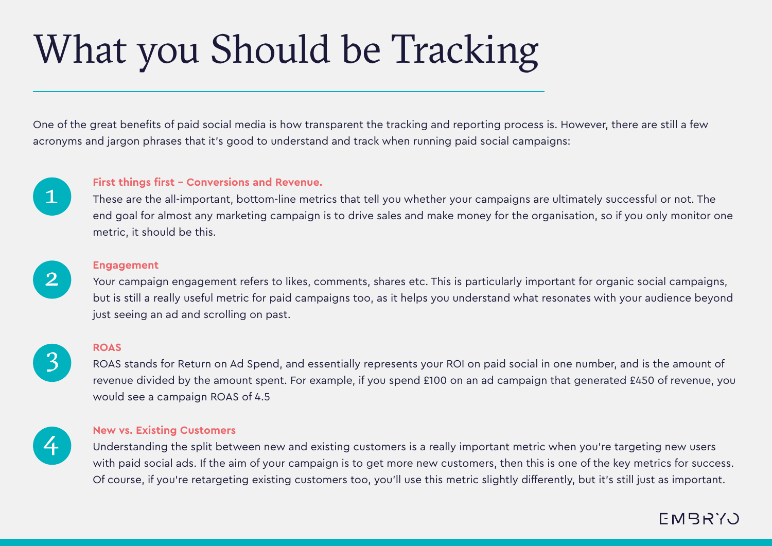# What you Should be Tracking

One of the great benefits of paid social media is how transparent the tracking and reporting process is. However, there are still a few acronyms and jargon phrases that it's good to understand and track when running paid social campaigns:

1. **First things first – Conversions and Revenue.**
   These are the all-important, bottom-line metrics that tell you whether your campaigns are ultimately successful or not. The end goal for almost any marketing campaign is to drive sales and make money for the organisation, so if you only monitor one metric, it should be this.

2. **Engagement**
   Your campaign engagement refers to likes, comments, shares etc. This is particularly important for organic social campaigns, but is still a really useful metric for paid campaigns too, as it helps you understand what resonates with your audience beyond just seeing an ad and scrolling on past.

3. **ROAS**
   ROAS stands for Return on Ad Spend, and essentially represents your ROI on paid social in one number, and is the amount of revenue divided by the amount spent. For example, if you spend £100 on an ad campaign that generated £450 of revenue, you would see a campaign ROAS of 4.5

4. **New vs. Existing Customers**
   Understanding the split between new and existing customers is a really important metric when you're targeting new users with paid social ads. If the aim of your campaign is to get more new customers, then this is one of the key metrics for success. Of course, if you're retargeting existing customers too, you'll use this metric slightly differently, but it's still just as important.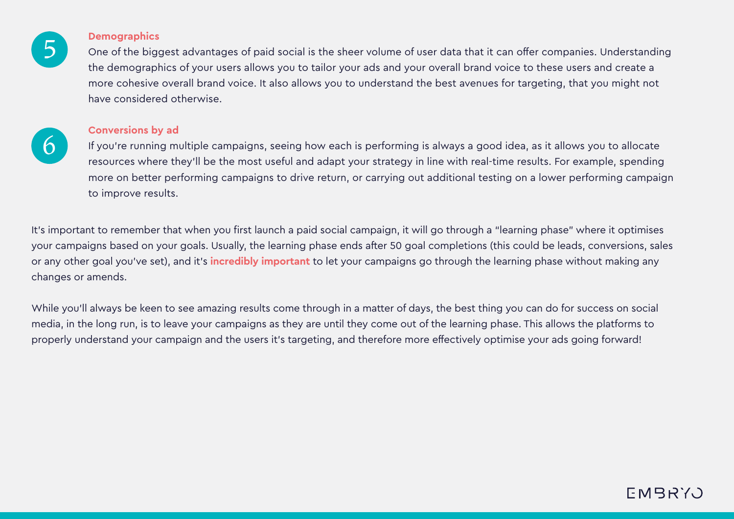### 5. Demographics

One of the biggest advantages of paid social is the sheer volume of user data that it can offer companies. Understanding the demographics of your users allows you to tailor your ads and your overall brand voice to these users and create a more cohesive overall brand voice. It also allows you to understand the best avenues for targeting, that you might not have considered otherwise.

### 6. Conversions by ad

If you're running multiple campaigns, seeing how each is performing is always a good idea, as it allows you to allocate resources where they'll be the most useful and adapt your strategy in line with real-time results. For example, spending more on better performing campaigns to drive return, or carrying out additional testing on a lower performing campaign to improve results.

It's important to remember that when you first launch a paid social campaign, it will go through a "learning phase" where it optimises your campaigns based on your goals. Usually, the learning phase ends after 50 goal completions (this could be leads, conversions, sales or any other goal you've set), and it's **incredibly important** to let your campaigns go through the learning phase without making any changes or amends.

While you'll always be keen to see amazing results come through in a matter of days, the best thing you can do for success on social media, in the long run, is to leave your campaigns as they are until they come out of the learning phase. This allows the platforms to properly understand your campaign and the users it's targeting, and therefore more effectively optimise your ads going forward!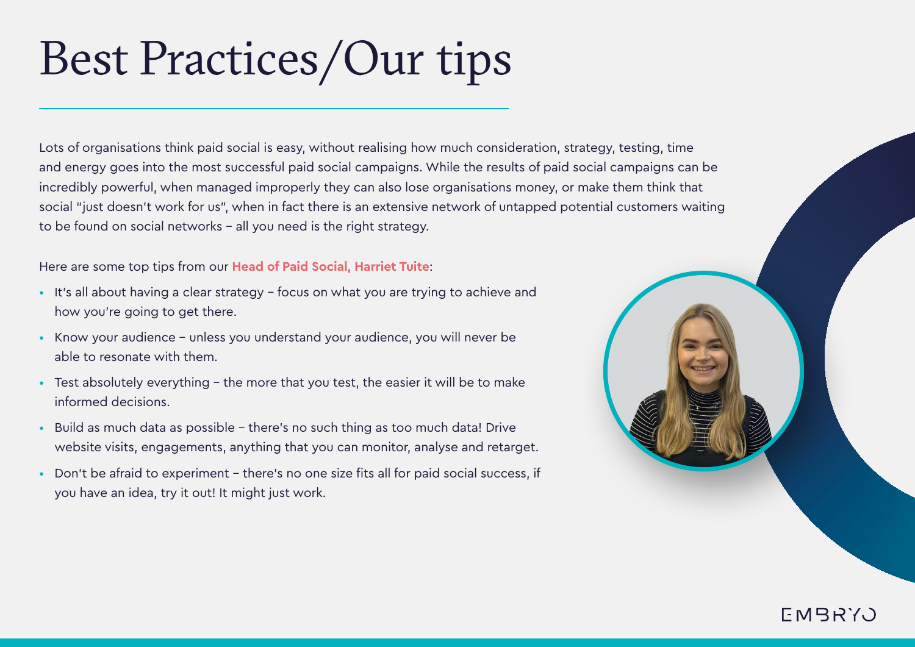# Best Practices/Our tips

Lots of organisations think paid social is easy, without realising how much consideration, strategy, testing, time and energy goes into the most successful paid social campaigns. While the results of paid social campaigns can be incredibly powerful, when managed improperly they can also lose organisations money, or make them think that social "just doesn't work for us", when in fact there is an extensive network of untapped potential customers waiting to be found on social networks – all you need is the right strategy.

Here are some top tips from our **Head of Paid Social, Harriet Tuite**:

- It's all about having a clear strategy – focus on what you are trying to achieve and how you're going to get there.
- Know your audience – unless you understand your audience, you will never be able to resonate with them.
- Test absolutely everything – the more that you test, the easier it will be to make informed decisions.
- Build as much data as possible – there's no such thing as too much data! Drive website visits, engagements, anything that you can monitor, analyse and retarget.
- Don't be afraid to experiment – there's no one size fits all for paid social success, if you have an idea, try it out! It might just work.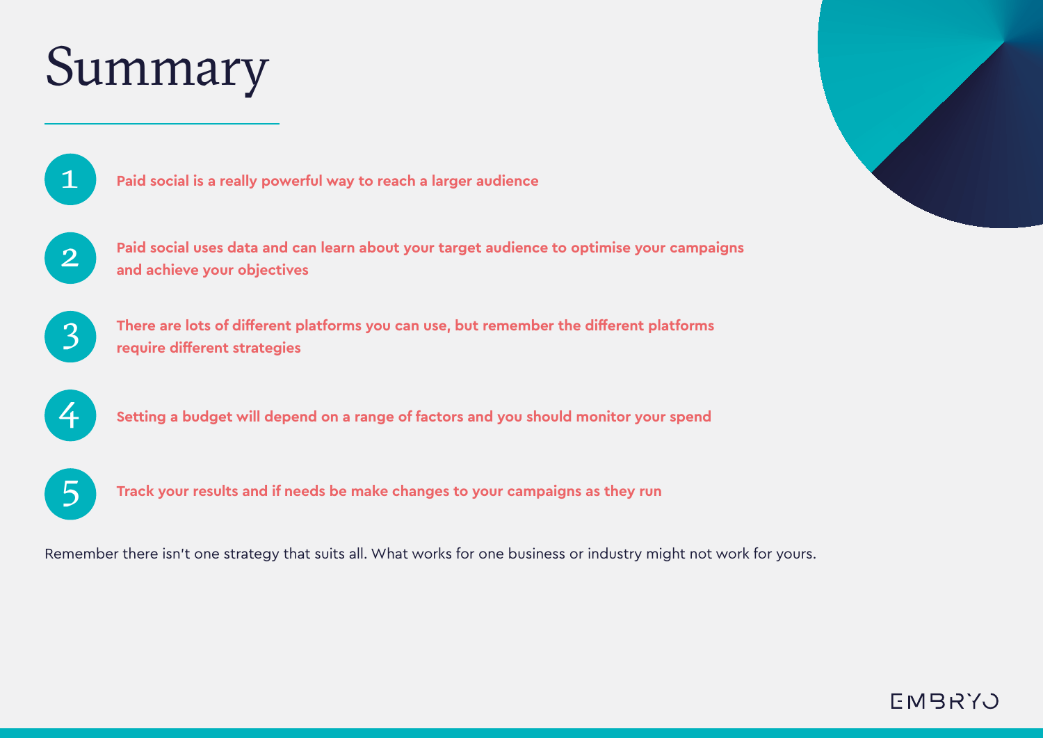# Summary

1. **Paid social is a really powerful way to reach a larger audience**

2. **Paid social uses data and can learn about your target audience to optimise your campaigns and achieve your objectives**

3. **There are lots of different platforms you can use, but remember the different platforms require different strategies**

4. **Setting a budget will depend on a range of factors and you should monitor your spend**

5. **Track your results and if needs be make changes to your campaigns as they run**

Remember there isn't one strategy that suits all. What works for one business or industry might not work for yours.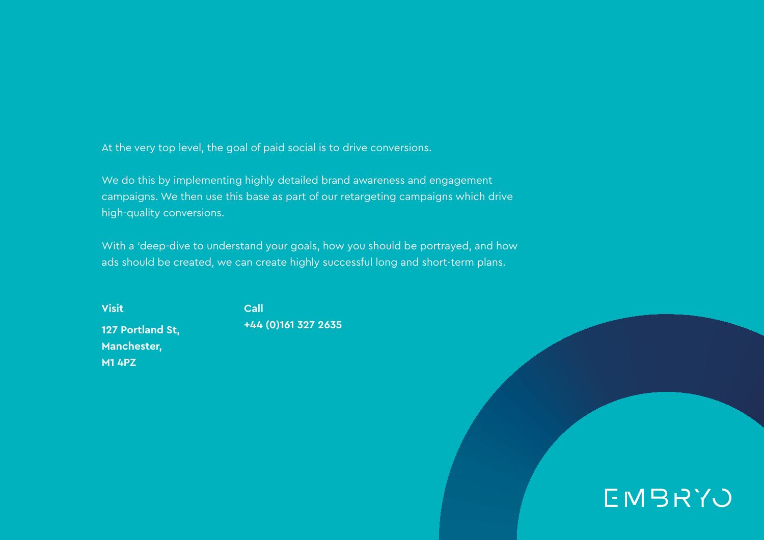At the very top level, the goal of paid social is to drive conversions.

We do this by implementing highly detailed brand awareness and engagement campaigns. We then use this base as part of our retargeting campaigns which drive high-quality conversions.

With a 'deep-dive to understand your goals, how you should be portrayed, and how ads should be created, we can create highly successful long and short-term plans.

**Visit**

**127 Portland St,**
**Manchester,**
**M1 4PZ**

**Call**

**+44 (0)161 327 2635**

EMBRYO